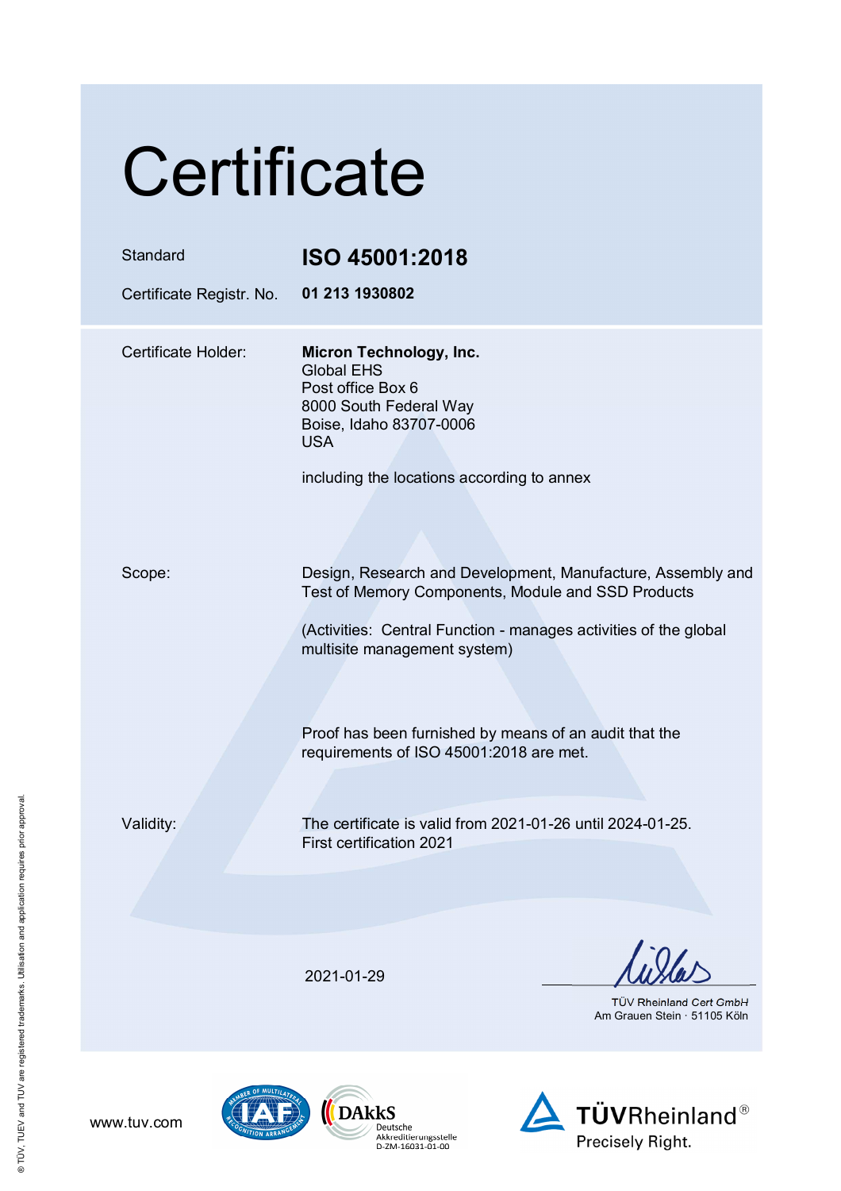# Certificate

| | |
|---|---|
| Standard | **ISO 45001:2018** |
| Certificate Registr. No. | **01 213 1930802** |

| | |
|---|---|
| Certificate Holder: | **Micron Technology, Inc.**<br>Global EHS<br>Post office Box 6<br>8000 South Federal Way<br>Boise, Idaho 83707-0006<br>USA<br><br>including the locations according to annex |
| Scope: | Design, Research and Development, Manufacture, Assembly and Test of Memory Components, Module and SSD Products<br><br>(Activities: Central Function - manages activities of the global multisite management system)<br><br>Proof has been furnished by means of an audit that the requirements of ISO 45001:2018 are met. |
| Validity: | The certificate is valid from 2021-01-26 until 2024-01-25.<br>First certification 2021 |

2021-01-29

TÜV Rheinland Cert GmbH
Am Grauen Stein · 51105 Köln

www.tuv.com

DAkkS Deutsche Akkreditierungsstelle D-ZM-16031-01-00

TÜVRheinland® Precisely Right.

© TÜV, TUEV and TUV are registered trademarks. Utilisation and application requires prior approval.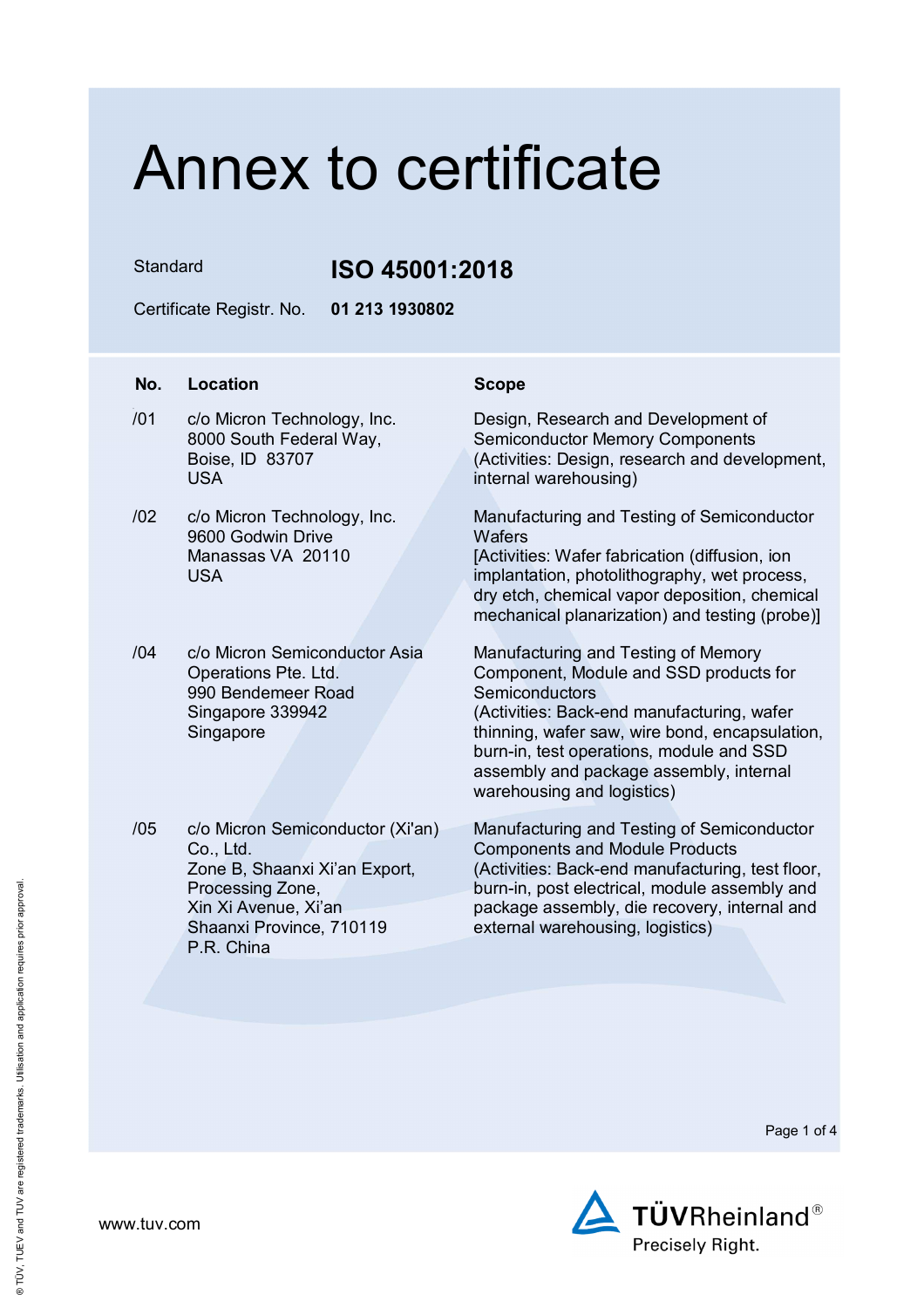# Annex to certificate

| Standard | **ISO 45001:2018** |
| --- | --- |
| Certificate Registr. No. | **01 213 1930802** |

| No. | Location | Scope |
| --- | --- | --- |
| /01 | c/o Micron Technology, Inc.<br>8000 South Federal Way,<br>Boise, ID 83707<br>USA | Design, Research and Development of Semiconductor Memory Components<br>(Activities: Design, research and development, internal warehousing) |
| /02 | c/o Micron Technology, Inc.<br>9600 Godwin Drive<br>Manassas VA 20110<br>USA | Manufacturing and Testing of Semiconductor Wafers<br>[Activities: Wafer fabrication (diffusion, ion implantation, photolithography, wet process, dry etch, chemical vapor deposition, chemical mechanical planarization) and testing (probe)] |
| /04 | c/o Micron Semiconductor Asia Operations Pte. Ltd.<br>990 Bendemeer Road<br>Singapore 339942<br>Singapore | Manufacturing and Testing of Memory Component, Module and SSD products for Semiconductors<br>(Activities: Back-end manufacturing, wafer thinning, wafer saw, wire bond, encapsulation, burn-in, test operations, module and SSD assembly and package assembly, internal warehousing and logistics) |
| /05 | c/o Micron Semiconductor (Xi'an) Co., Ltd.<br>Zone B, Shaanxi Xi'an Export, Processing Zone,<br>Xin Xi Avenue, Xi'an<br>Shaanxi Province, 710119<br>P.R. China | Manufacturing and Testing of Semiconductor Components and Module Products<br>(Activities: Back-end manufacturing, test floor, burn-in, post electrical, module assembly and package assembly, die recovery, internal and external warehousing, logistics) |

www.tuv.com

TÜVRheinland®
Precisely Right.

® TÜV, TUEV and TUV are registered trademarks. Utilisation and application requires prior approval.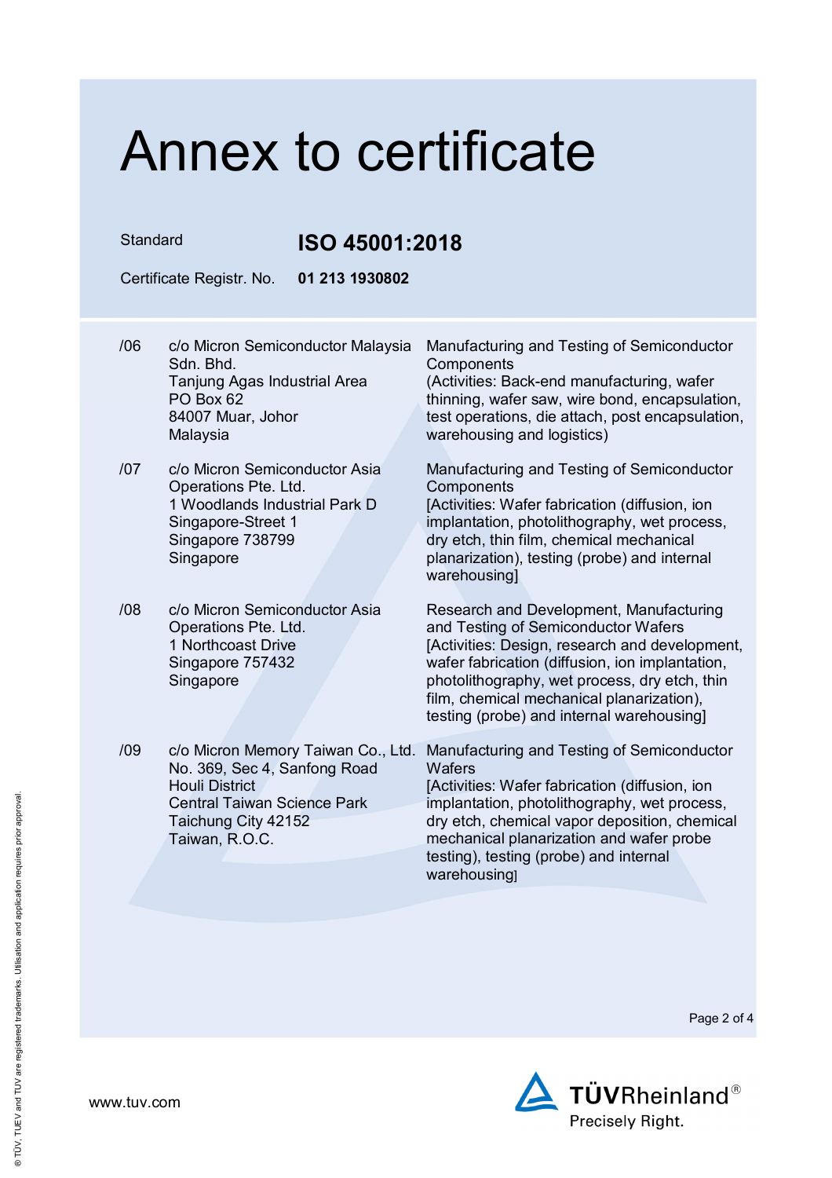# Annex to certificate

| Standard | **ISO 45001:2018** |
| --- | --- |
| Certificate Registr. No. | **01 213 1930802** |

| | | |
| --- | --- | --- |
| /06 | c/o Micron Semiconductor Malaysia Sdn. Bhd.<br>Tanjung Agas Industrial Area<br>PO Box 62<br>84007 Muar, Johor<br>Malaysia | Manufacturing and Testing of Semiconductor Components<br>(Activities: Back-end manufacturing, wafer thinning, wafer saw, wire bond, encapsulation, test operations, die attach, post encapsulation, warehousing and logistics) |
| /07 | c/o Micron Semiconductor Asia Operations Pte. Ltd.<br>1 Woodlands Industrial Park D<br>Singapore-Street 1<br>Singapore 738799<br>Singapore | Manufacturing and Testing of Semiconductor Components<br>[Activities: Wafer fabrication (diffusion, ion implantation, photolithography, wet process, dry etch, thin film, chemical mechanical planarization), testing (probe) and internal warehousing] |
| /08 | c/o Micron Semiconductor Asia Operations Pte. Ltd.<br>1 Northcoast Drive<br>Singapore 757432<br>Singapore | Research and Development, Manufacturing and Testing of Semiconductor Wafers<br>[Activities: Design, research and development, wafer fabrication (diffusion, ion implantation, photolithography, wet process, dry etch, thin film, chemical mechanical planarization), testing (probe) and internal warehousing] |
| /09 | c/o Micron Memory Taiwan Co., Ltd.<br>No. 369, Sec 4, Sanfong Road<br>Houli District<br>Central Taiwan Science Park<br>Taichung City 42152<br>Taiwan, R.O.C. | Manufacturing and Testing of Semiconductor Wafers<br>[Activities: Wafer fabrication (diffusion, ion implantation, photolithography, wet process, dry etch, chemical vapor deposition, chemical mechanical planarization and wafer probe testing), testing (probe) and internal warehousing] |

www.tuv.com

TÜVRheinland®
Precisely Right.

® TÜV, TUEV and TUV are registered trademarks. Utilisation and application requires prior approval.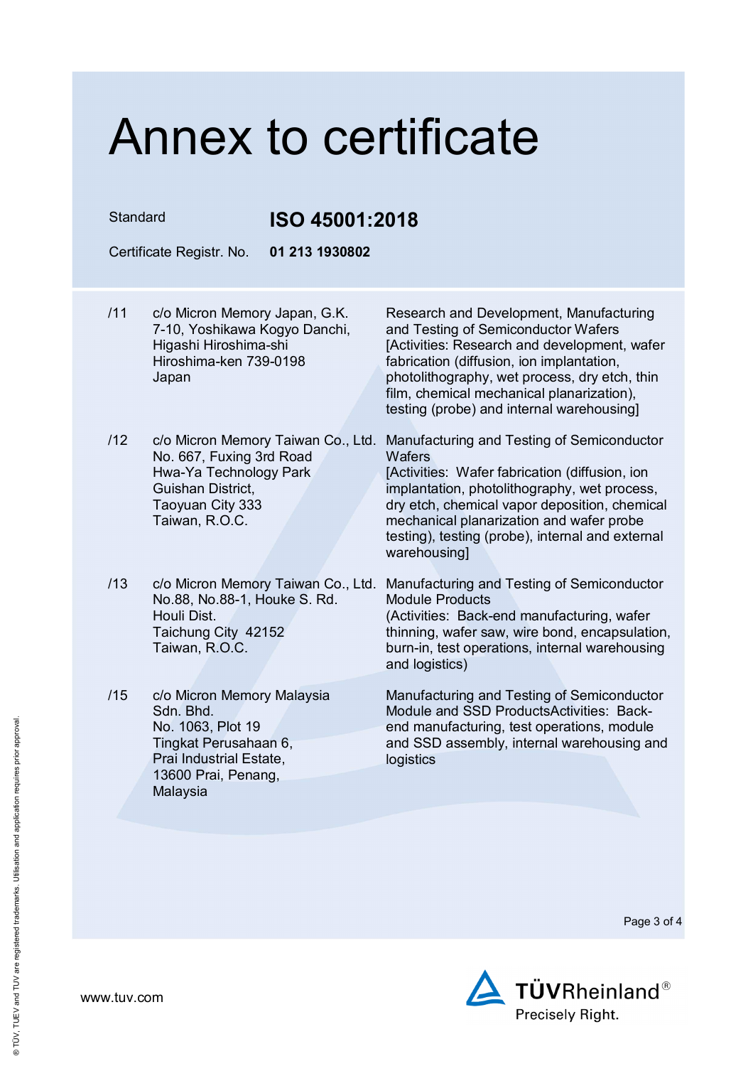# Annex to certificate

Standard **ISO 45001:2018**

Certificate Registr. No. **01 213 1930802**

| | | |
|---|---|---|
| /11 | c/o Micron Memory Japan, G.K.<br>7-10, Yoshikawa Kogyo Danchi,<br>Higashi Hiroshima-shi<br>Hiroshima-ken 739-0198<br>Japan | Research and Development, Manufacturing and Testing of Semiconductor Wafers<br>[Activities: Research and development, wafer fabrication (diffusion, ion implantation, photolithography, wet process, dry etch, thin film, chemical mechanical planarization), testing (probe) and internal warehousing] |
| /12 | c/o Micron Memory Taiwan Co., Ltd.<br>No. 667, Fuxing 3rd Road<br>Hwa-Ya Technology Park<br>Guishan District,<br>Taoyuan City 333<br>Taiwan, R.O.C. | Manufacturing and Testing of Semiconductor Wafers<br>[Activities: Wafer fabrication (diffusion, ion implantation, photolithography, wet process, dry etch, chemical vapor deposition, chemical mechanical planarization and wafer probe testing), testing (probe), internal and external warehousing] |
| /13 | c/o Micron Memory Taiwan Co., Ltd.<br>No.88, No.88-1, Houke S. Rd.<br>Houli Dist.<br>Taichung City 42152<br>Taiwan, R.O.C. | Manufacturing and Testing of Semiconductor Module Products<br>(Activities: Back-end manufacturing, wafer thinning, wafer saw, wire bond, encapsulation, burn-in, test operations, internal warehousing and logistics) |
| /15 | c/o Micron Memory Malaysia Sdn. Bhd.<br>No. 1063, Plot 19<br>Tingkat Perusahaan 6,<br>Prai Industrial Estate,<br>13600 Prai, Penang,<br>Malaysia | Manufacturing and Testing of Semiconductor Module and SSD ProductsActivities: Back-end manufacturing, test operations, module and SSD assembly, internal warehousing and logistics |

www.tuv.com

TÜVRheinland®
Precisely Right.

® TÜV, TUEV and TUV are registered trademarks. Utilisation and application requires prior approval.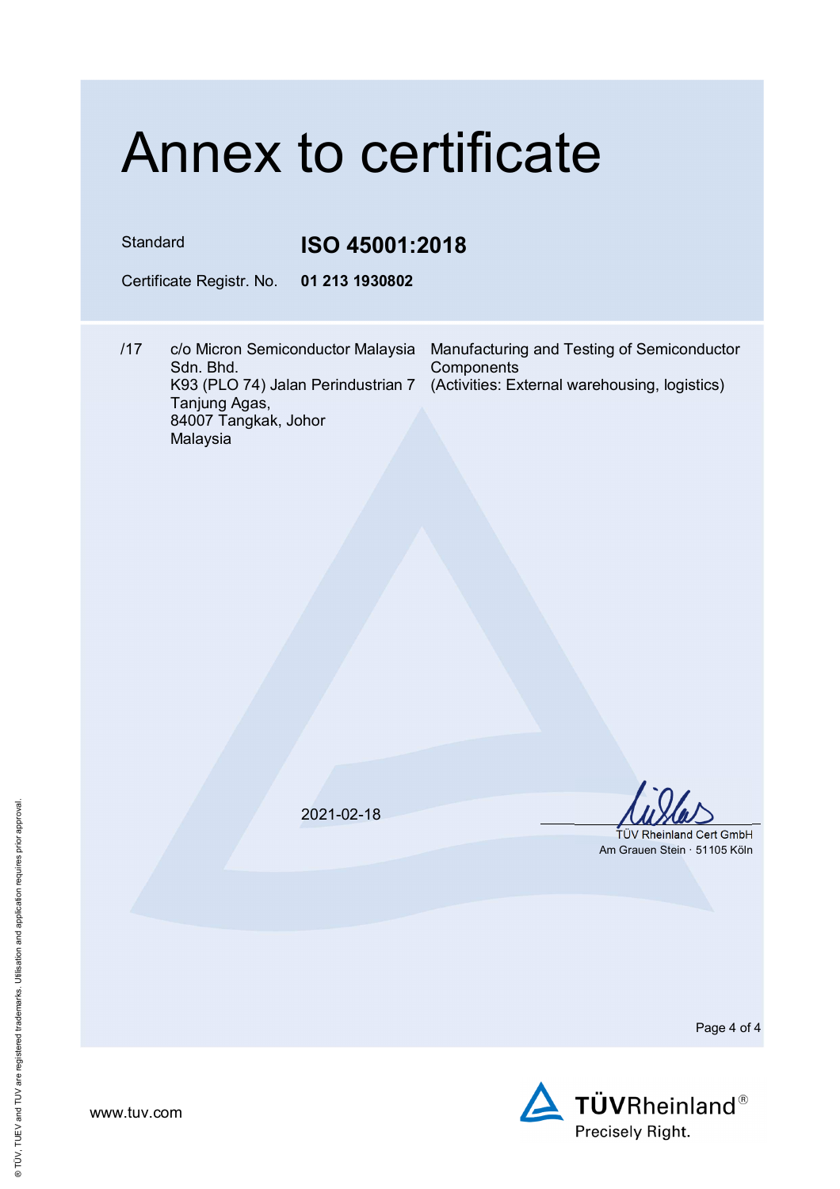# Annex to certificate

Standard **ISO 45001:2018**

Certificate Registr. No. **01 213 1930802**

| | | |
|---|---|---|
| /17 | c/o Micron Semiconductor Malaysia Sdn. Bhd.<br>K93 (PLO 74) Jalan Perindustrian 7<br>Tanjung Agas,<br>84007 Tangkak, Johor<br>Malaysia | Manufacturing and Testing of Semiconductor Components<br>(Activities: External warehousing, logistics) |

2021-02-18

TÜV Rheinland Cert GmbH
Am Grauen Stein · 51105 Köln

www.tuv.com

TÜVRheinland®
Precisely Right.

® TÜV, TUEV and TUV are registered trademarks. Utilisation and application requires prior approval.